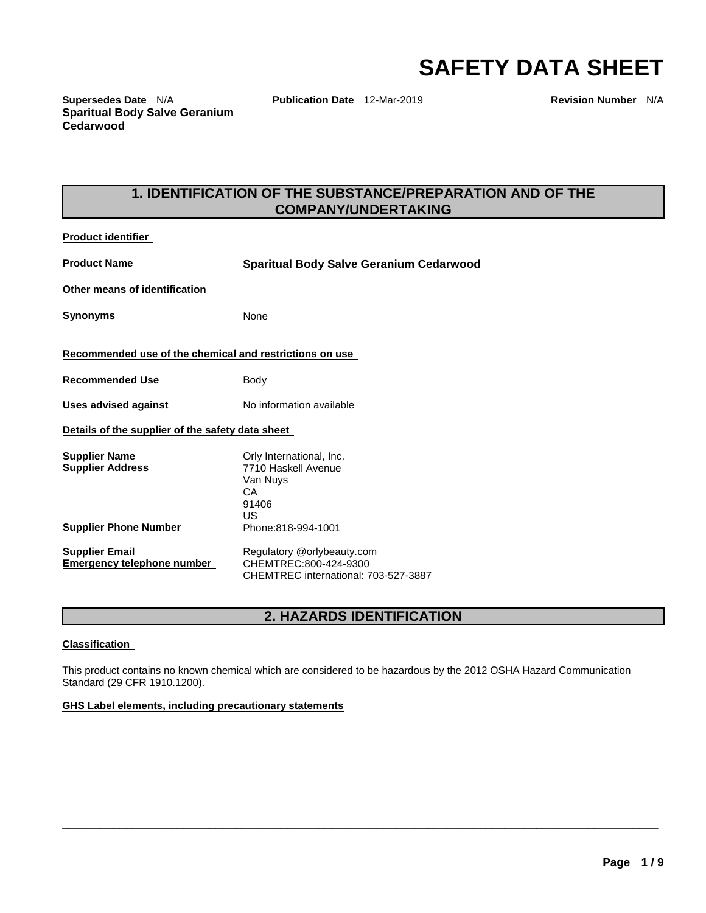# SAFETY DATA SHEET

**Supersedes Date** N/A **Publication Date** 12-Mar-2019 **Revision Number** N/A

**Sparitual Body Salve Geranium Cedarwood**

## 1. IDENTIFICATION OF THE SUBSTANCE/PREPARATION AND OF THE COMPANY/UNDERTAKING

**Product identifier**

**Product Name** **Sparitual Body Salve Geranium Cedarwood**

**Other means of identification**

**Synonyms** None

**Recommended use of the chemical and restrictions on use**

**Recommended Use** Body

**Uses advised against** No information available

**Details of the supplier of the safety data sheet**

**Supplier Name** Orly International, Inc.
**Supplier Address** 7710 Haskell Avenue
Van Nuys
CA
91406
US
**Supplier Phone Number** Phone:818-994-1001

**Supplier Email** Regulatory @orlybeauty.com
**Emergency telephone number** CHEMTREC:800-424-9300
CHEMTREC international: 703-527-3887

## 2. HAZARDS IDENTIFICATION

**Classification**

This product contains no known chemical which are considered to be hazardous by the 2012 OSHA Hazard Communication Standard (29 CFR 1910.1200).

**GHS Label elements, including precautionary statements**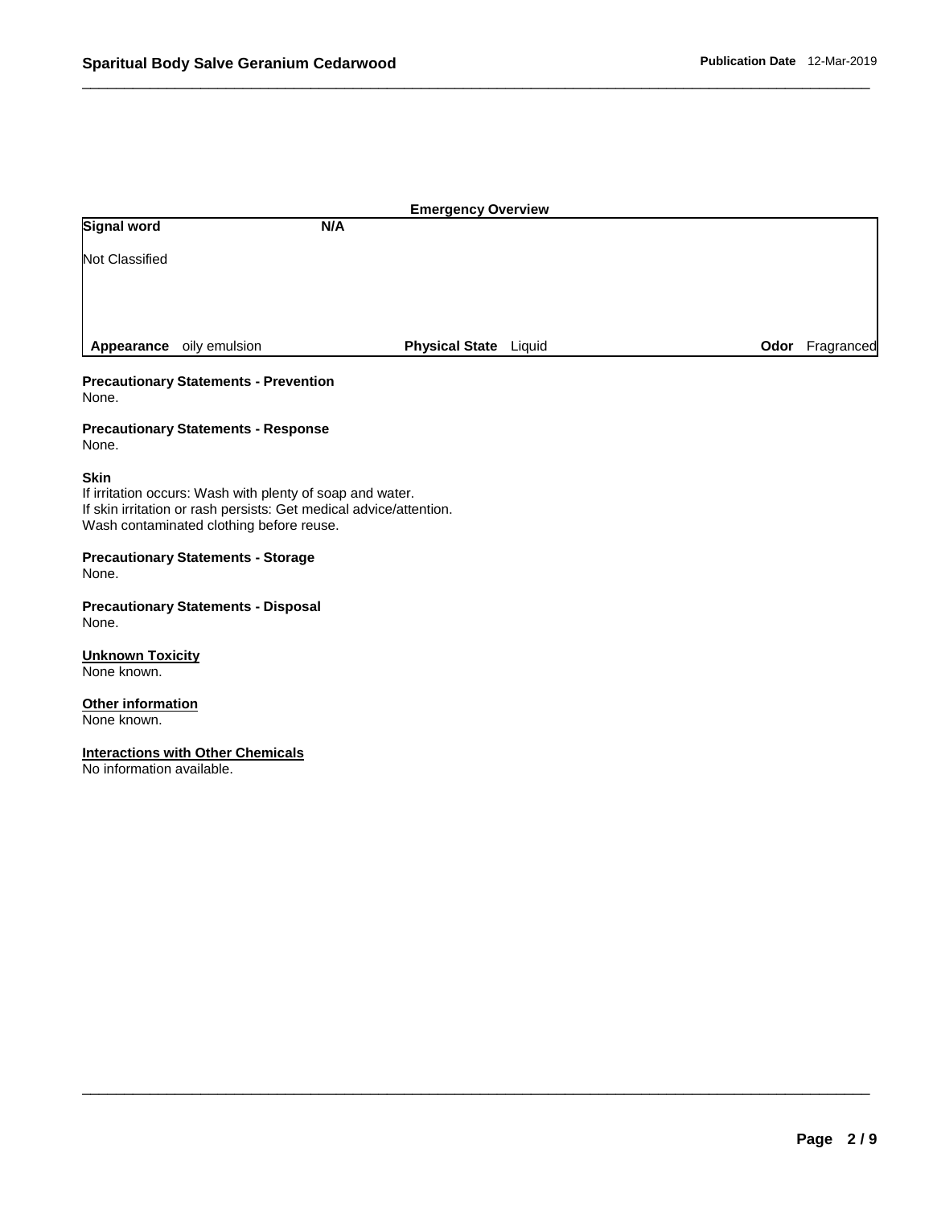**Emergency Overview**

| Signal word | N/A | | | | |
|---|---|---|---|---|---|
| Not Classified | | | | | |
| **Appearance** | oily emulsion | **Physical State** | Liquid | **Odor** | Fragranced |

**Precautionary Statements - Prevention**
None.

**Precautionary Statements - Response**
None.

**Skin**
If irritation occurs: Wash with plenty of soap and water.
If skin irritation or rash persists: Get medical advice/attention.
Wash contaminated clothing before reuse.

**Precautionary Statements - Storage**
None.

**Precautionary Statements - Disposal**
None.

**Unknown Toxicity**
None known.

**Other information**
None known.

**Interactions with Other Chemicals**
No information available.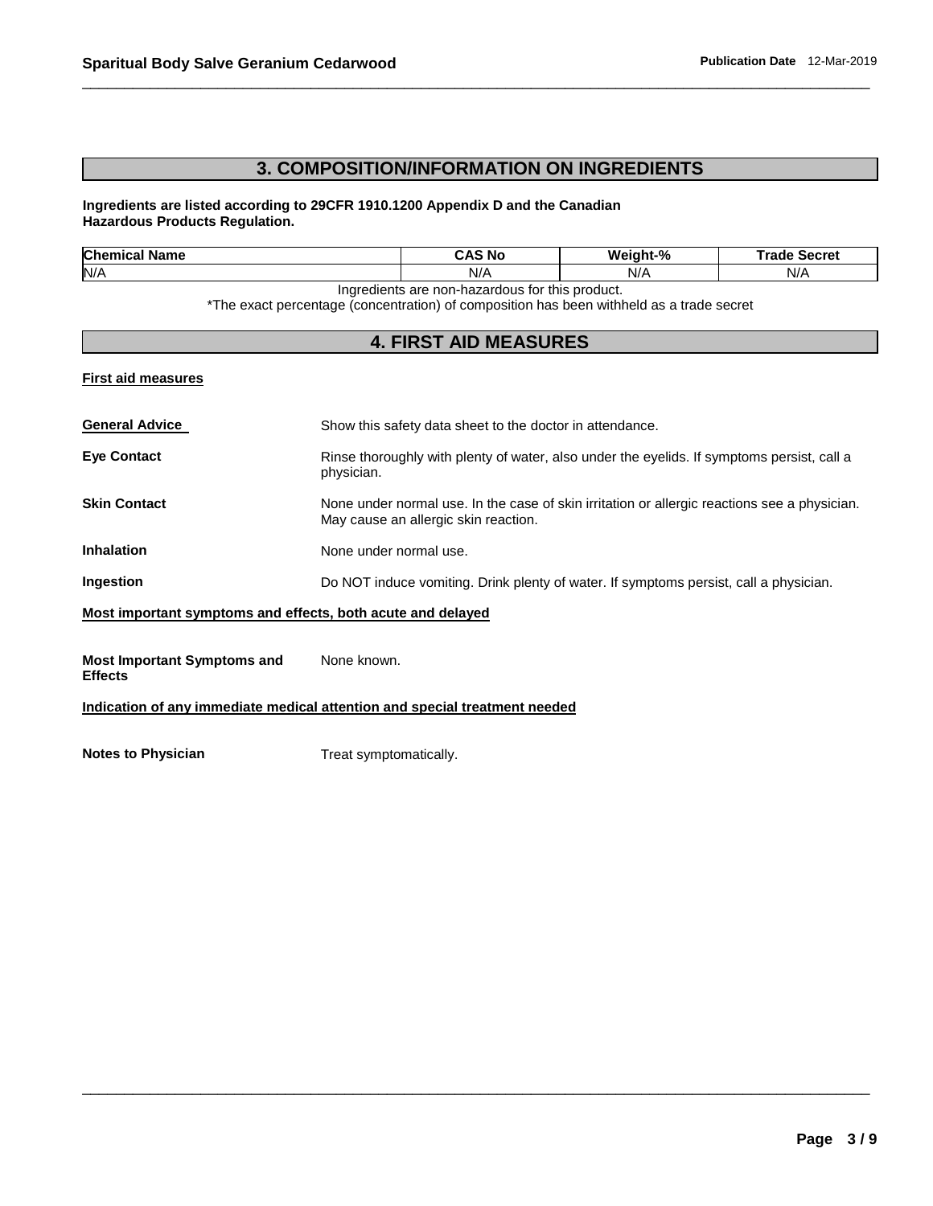## 3. COMPOSITION/INFORMATION ON INGREDIENTS

**Ingredients are listed according to 29CFR 1910.1200 Appendix D and the Canadian Hazardous Products Regulation.**

| Chemical Name | CAS No | Weight-% | Trade Secret |
|---|---|---|---|
| N/A | N/A | N/A | N/A |

Ingredients are non-hazardous for this product.

*The exact percentage (concentration) of composition has been withheld as a trade secret

## 4. FIRST AID MEASURES

### First aid measures

**General Advice** Show this safety data sheet to the doctor in attendance.

**Eye Contact** Rinse thoroughly with plenty of water, also under the eyelids. If symptoms persist, call a physician.

**Skin Contact** None under normal use. In the case of skin irritation or allergic reactions see a physician. May cause an allergic skin reaction.

**Inhalation** None under normal use.

**Ingestion** Do NOT induce vomiting. Drink plenty of water. If symptoms persist, call a physician.

### Most important symptoms and effects, both acute and delayed

**Most Important Symptoms and Effects** None known.

### Indication of any immediate medical attention and special treatment needed

**Notes to Physician** Treat symptomatically.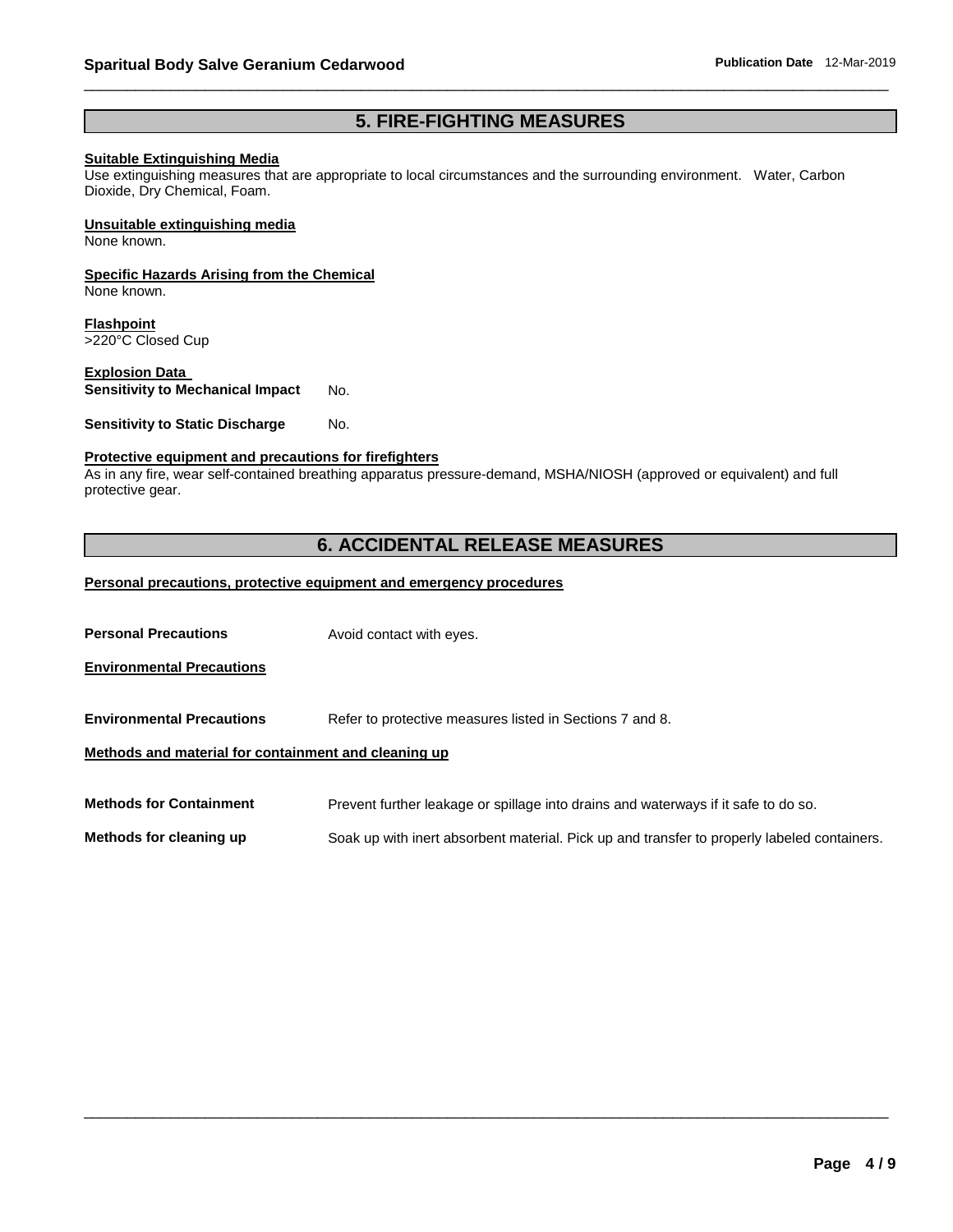## 5. FIRE-FIGHTING MEASURES

**Suitable Extinguishing Media**
Use extinguishing measures that are appropriate to local circumstances and the surrounding environment. Water, Carbon Dioxide, Dry Chemical, Foam.

**Unsuitable extinguishing media**
None known.

**Specific Hazards Arising from the Chemical**
None known.

**Flashpoint**
>220°C Closed Cup

**Explosion Data**

**Sensitivity to Mechanical Impact** No.

**Sensitivity to Static Discharge** No.

**Protective equipment and precautions for firefighters**
As in any fire, wear self-contained breathing apparatus pressure-demand, MSHA/NIOSH (approved or equivalent) and full protective gear.

## 6. ACCIDENTAL RELEASE MEASURES

**Personal precautions, protective equipment and emergency procedures**

**Personal Precautions** Avoid contact with eyes.

**Environmental Precautions**

**Environmental Precautions** Refer to protective measures listed in Sections 7 and 8.

**Methods and material for containment and cleaning up**

**Methods for Containment** Prevent further leakage or spillage into drains and waterways if it safe to do so.

**Methods for cleaning up** Soak up with inert absorbent material. Pick up and transfer to properly labeled containers.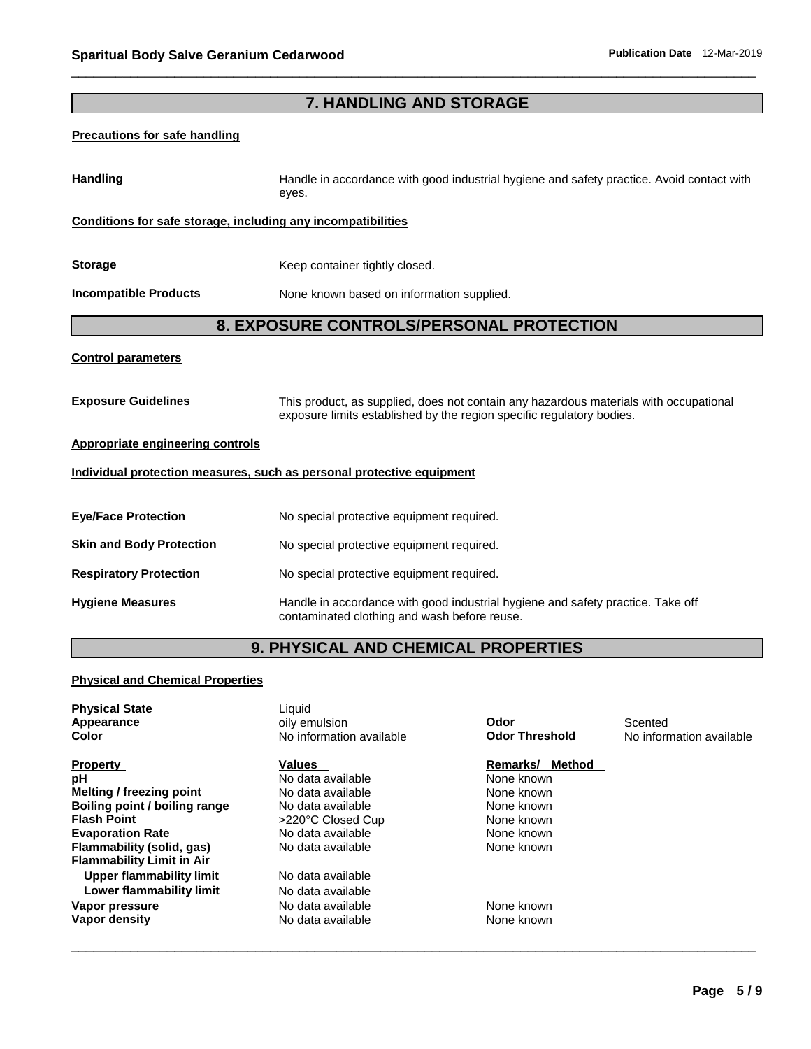## 7. HANDLING AND STORAGE

**Precautions for safe handling**

**Handling** Handle in accordance with good industrial hygiene and safety practice. Avoid contact with eyes.

**Conditions for safe storage, including any incompatibilities**

**Storage** Keep container tightly closed.

**Incompatible Products** None known based on information supplied.

## 8. EXPOSURE CONTROLS/PERSONAL PROTECTION

**Control parameters**

**Exposure Guidelines** This product, as supplied, does not contain any hazardous materials with occupational exposure limits established by the region specific regulatory bodies.

**Appropriate engineering controls**

**Individual protection measures, such as personal protective equipment**

**Eye/Face Protection** No special protective equipment required.

**Skin and Body Protection** No special protective equipment required.

**Respiratory Protection** No special protective equipment required.

**Hygiene Measures** Handle in accordance with good industrial hygiene and safety practice. Take off contaminated clothing and wash before reuse.

## 9. PHYSICAL AND CHEMICAL PROPERTIES

**Physical and Chemical Properties**

| | | | |
|---|---|---|---|
| **Physical State** | Liquid | | |
| **Appearance** | oily emulsion | **Odor** | Scented |
| **Color** | No information available | **Odor Threshold** | No information available |

| Property | Values | Remarks/ Method |
|---|---|---|
| **pH** | No data available | None known |
| **Melting / freezing point** | No data available | None known |
| **Boiling point / boiling range** | No data available | None known |
| **Flash Point** | >220°C Closed Cup | None known |
| **Evaporation Rate** | No data available | None known |
| **Flammability (solid, gas)** | No data available | None known |
| **Flammability Limit in Air** | | |
| **Upper flammability limit** | No data available | |
| **Lower flammability limit** | No data available | |
| **Vapor pressure** | No data available | None known |
| **Vapor density** | No data available | None known |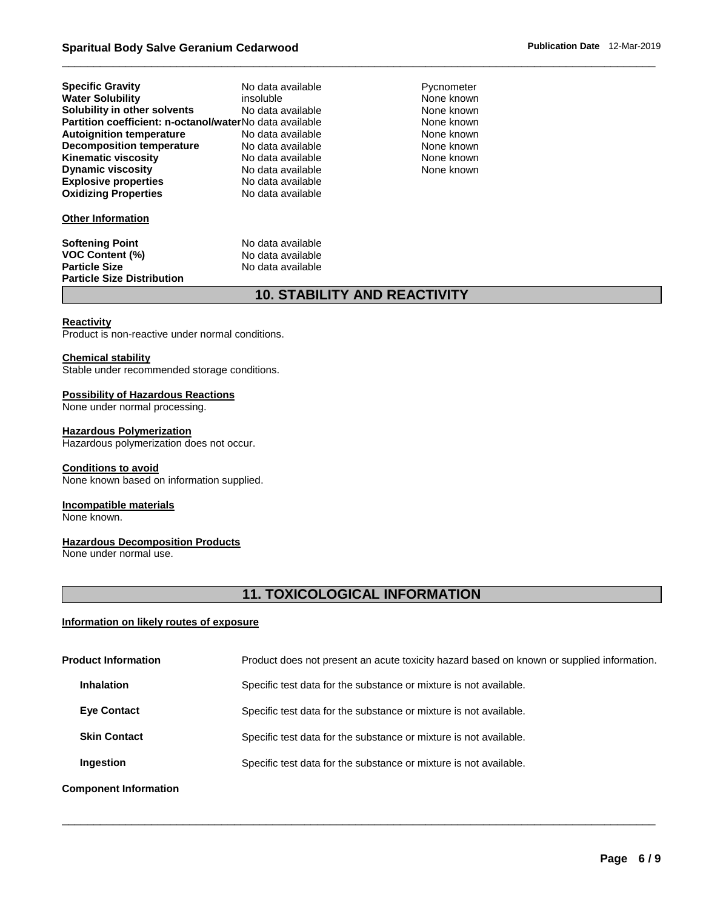| | | |
|---|---|---|
| **Specific Gravity** | No data available | Pycnometer |
| **Water Solubility** | insoluble | None known |
| **Solubility in other solvents** | No data available | None known |
| **Partition coefficient: n-octanol/water** | No data available | None known |
| **Autoignition temperature** | No data available | None known |
| **Decomposition temperature** | No data available | None known |
| **Kinematic viscosity** | No data available | None known |
| **Dynamic viscosity** | No data available | None known |
| **Explosive properties** | No data available | |
| **Oxidizing Properties** | No data available | |

**Other Information**

| | |
|---|---|
| **Softening Point** | No data available |
| **VOC Content (%)** | No data available |
| **Particle Size** | No data available |
| **Particle Size Distribution** | |

## 10. STABILITY AND REACTIVITY

**Reactivity**
Product is non-reactive under normal conditions.

**Chemical stability**
Stable under recommended storage conditions.

**Possibility of Hazardous Reactions**
None under normal processing.

**Hazardous Polymerization**
Hazardous polymerization does not occur.

**Conditions to avoid**
None known based on information supplied.

**Incompatible materials**
None known.

**Hazardous Decomposition Products**
None under normal use.

## 11. TOXICOLOGICAL INFORMATION

**Information on likely routes of exposure**

**Product Information** — Product does not present an acute toxicity hazard based on known or supplied information.

- **Inhalation** — Specific test data for the substance or mixture is not available.
- **Eye Contact** — Specific test data for the substance or mixture is not available.
- **Skin Contact** — Specific test data for the substance or mixture is not available.
- **Ingestion** — Specific test data for the substance or mixture is not available.

**Component Information**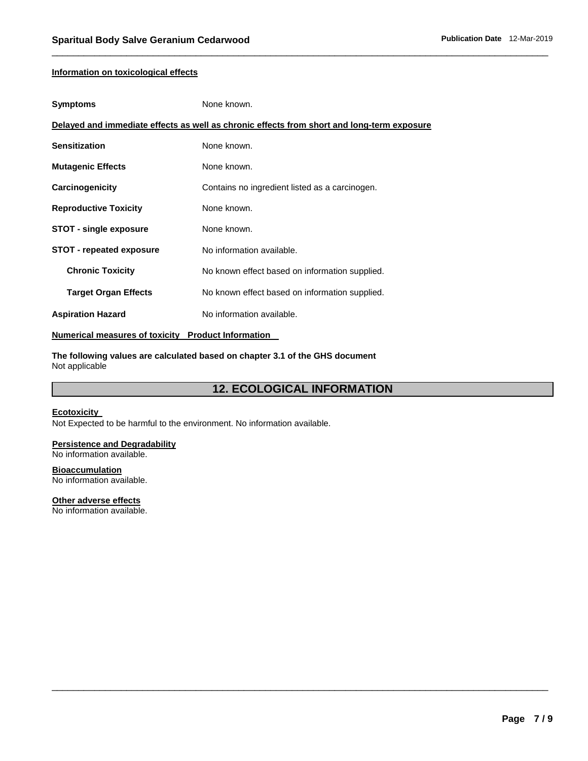**Information on toxicological effects**

| | |
|---|---|
| **Symptoms** | None known. |

**Delayed and immediate effects as well as chronic effects from short and long-term exposure**

| | |
|---|---|
| **Sensitization** | None known. |
| **Mutagenic Effects** | None known. |
| **Carcinogenicity** | Contains no ingredient listed as a carcinogen. |
| **Reproductive Toxicity** | None known. |
| **STOT - single exposure** | None known. |
| **STOT - repeated exposure** | No information available. |
| **Chronic Toxicity** | No known effect based on information supplied. |
| **Target Organ Effects** | No known effect based on information supplied. |
| **Aspiration Hazard** | No information available. |

**Numerical measures of toxicity Product Information**

**The following values are calculated based on chapter 3.1 of the GHS document**
Not applicable

## 12. ECOLOGICAL INFORMATION

**Ecotoxicity**
Not Expected to be harmful to the environment. No information available.

**Persistence and Degradability**
No information available.

**Bioaccumulation**
No information available.

**Other adverse effects**
No information available.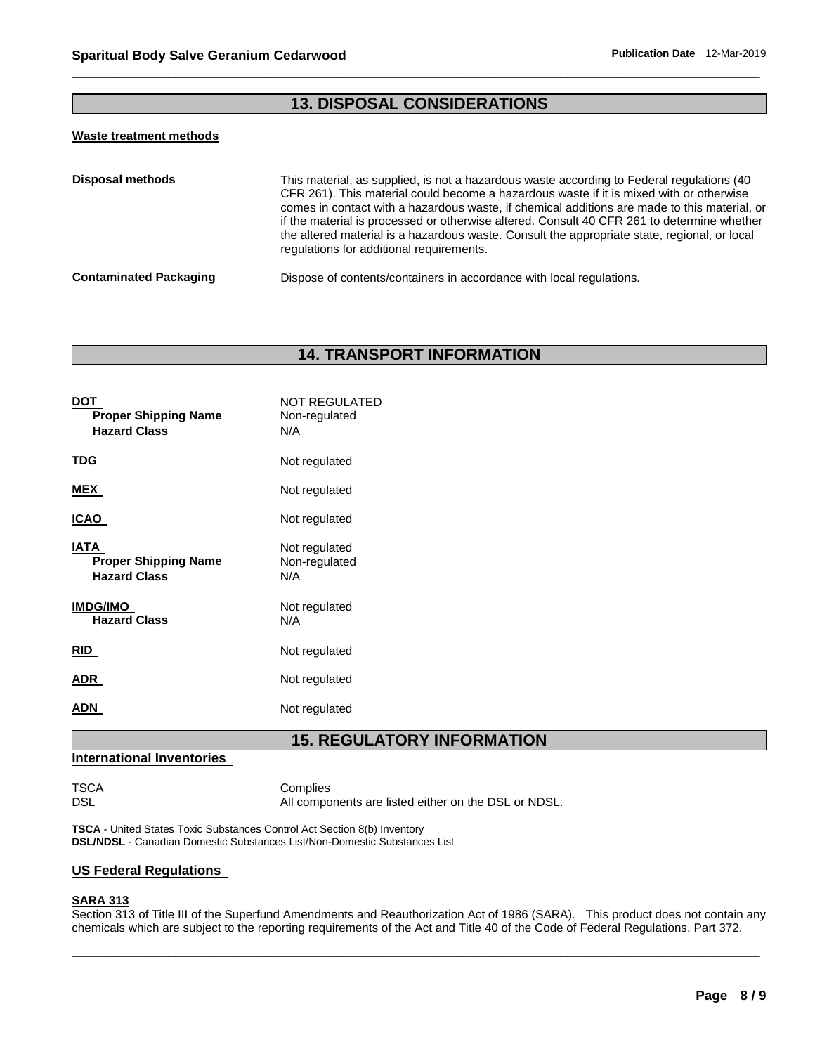## 13. DISPOSAL CONSIDERATIONS

**Waste treatment methods**

| | |
|---|---|
| **Disposal methods** | This material, as supplied, is not a hazardous waste according to Federal regulations (40 CFR 261). This material could become a hazardous waste if it is mixed with or otherwise comes in contact with a hazardous waste, if chemical additions are made to this material, or if the material is processed or otherwise altered. Consult 40 CFR 261 to determine whether the altered material is a hazardous waste. Consult the appropriate state, regional, or local regulations for additional requirements. |
| **Contaminated Packaging** | Dispose of contents/containers in accordance with local regulations. |

## 14. TRANSPORT INFORMATION

| | |
|---|---|
| **DOT** | NOT REGULATED |
| **Proper Shipping Name** | Non-regulated |
| **Hazard Class** | N/A |
| **TDG** | Not regulated |
| **MEX** | Not regulated |
| **ICAO** | Not regulated |
| **IATA** | Not regulated |
| **Proper Shipping Name** | Non-regulated |
| **Hazard Class** | N/A |
| **IMDG/IMO** | Not regulated |
| **Hazard Class** | N/A |
| **RID** | Not regulated |
| **ADR** | Not regulated |
| **ADN** | Not regulated |

## 15. REGULATORY INFORMATION

**International Inventories**

| | |
|---|---|
| TSCA | Complies |
| DSL | All components are listed either on the DSL or NDSL. |

**TSCA** - United States Toxic Substances Control Act Section 8(b) Inventory
**DSL/NDSL** - Canadian Domestic Substances List/Non-Domestic Substances List

**US Federal Regulations**

**SARA 313**

Section 313 of Title III of the Superfund Amendments and Reauthorization Act of 1986 (SARA). This product does not contain any chemicals which are subject to the reporting requirements of the Act and Title 40 of the Code of Federal Regulations, Part 372.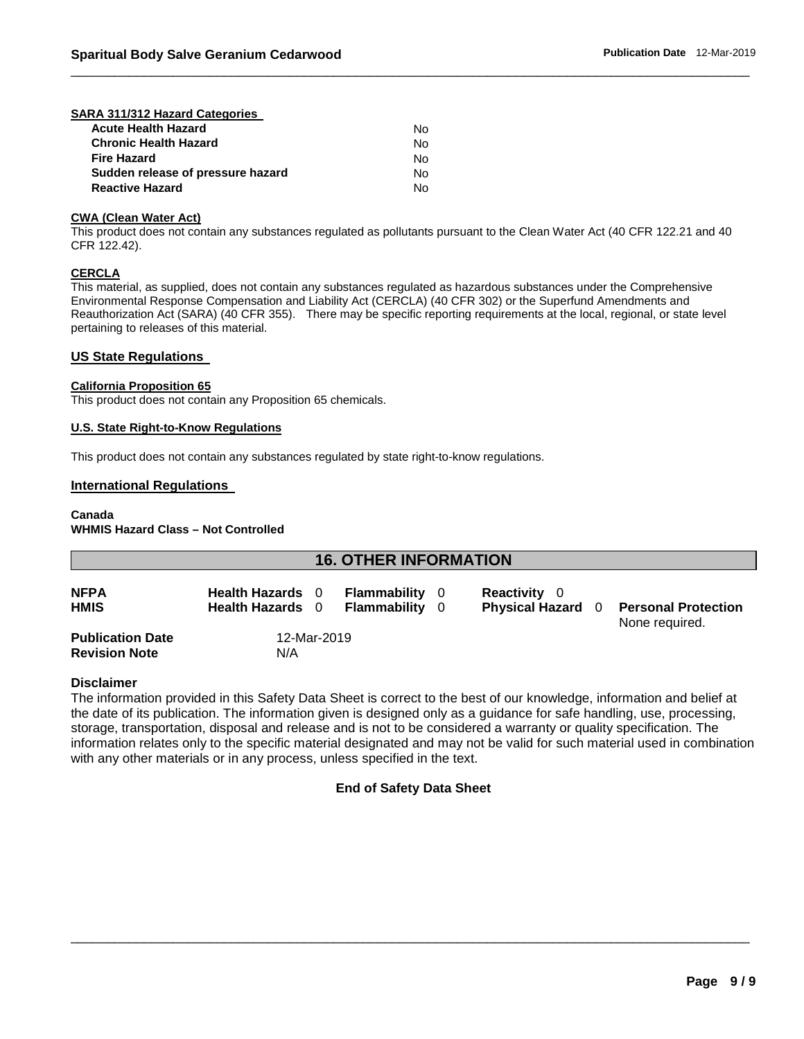#### SARA 311/312 Hazard Categories

| | |
|---|---|
| **Acute Health Hazard** | No |
| **Chronic Health Hazard** | No |
| **Fire Hazard** | No |
| **Sudden release of pressure hazard** | No |
| **Reactive Hazard** | No |

#### CWA (Clean Water Act)

This product does not contain any substances regulated as pollutants pursuant to the Clean Water Act (40 CFR 122.21 and 40 CFR 122.42).

#### CERCLA

This material, as supplied, does not contain any substances regulated as hazardous substances under the Comprehensive Environmental Response Compensation and Liability Act (CERCLA) (40 CFR 302) or the Superfund Amendments and Reauthorization Act (SARA) (40 CFR 355). There may be specific reporting requirements at the local, regional, or state level pertaining to releases of this material.

### US State Regulations

#### California Proposition 65

This product does not contain any Proposition 65 chemicals.

#### U.S. State Right-to-Know Regulations

This product does not contain any substances regulated by state right-to-know regulations.

### International Regulations

**Canada**
**WHMIS Hazard Class – Not Controlled**

## 16. OTHER INFORMATION

| | | | | |
|---|---|---|---|---|
| **NFPA** | **Health Hazards** 0 | **Flammability** 0 | **Reactivity** 0 | |
| **HMIS** | **Health Hazards** 0 | **Flammability** 0 | **Physical Hazard** 0 | **Personal Protection** None required. |

**Publication Date** 12-Mar-2019
**Revision Note** N/A

### Disclaimer

The information provided in this Safety Data Sheet is correct to the best of our knowledge, information and belief at the date of its publication. The information given is designed only as a guidance for safe handling, use, processing, storage, transportation, disposal and release and is not to be considered a warranty or quality specification. The information relates only to the specific material designated and may not be valid for such material used in combination with any other materials or in any process, unless specified in the text.

**End of Safety Data Sheet**